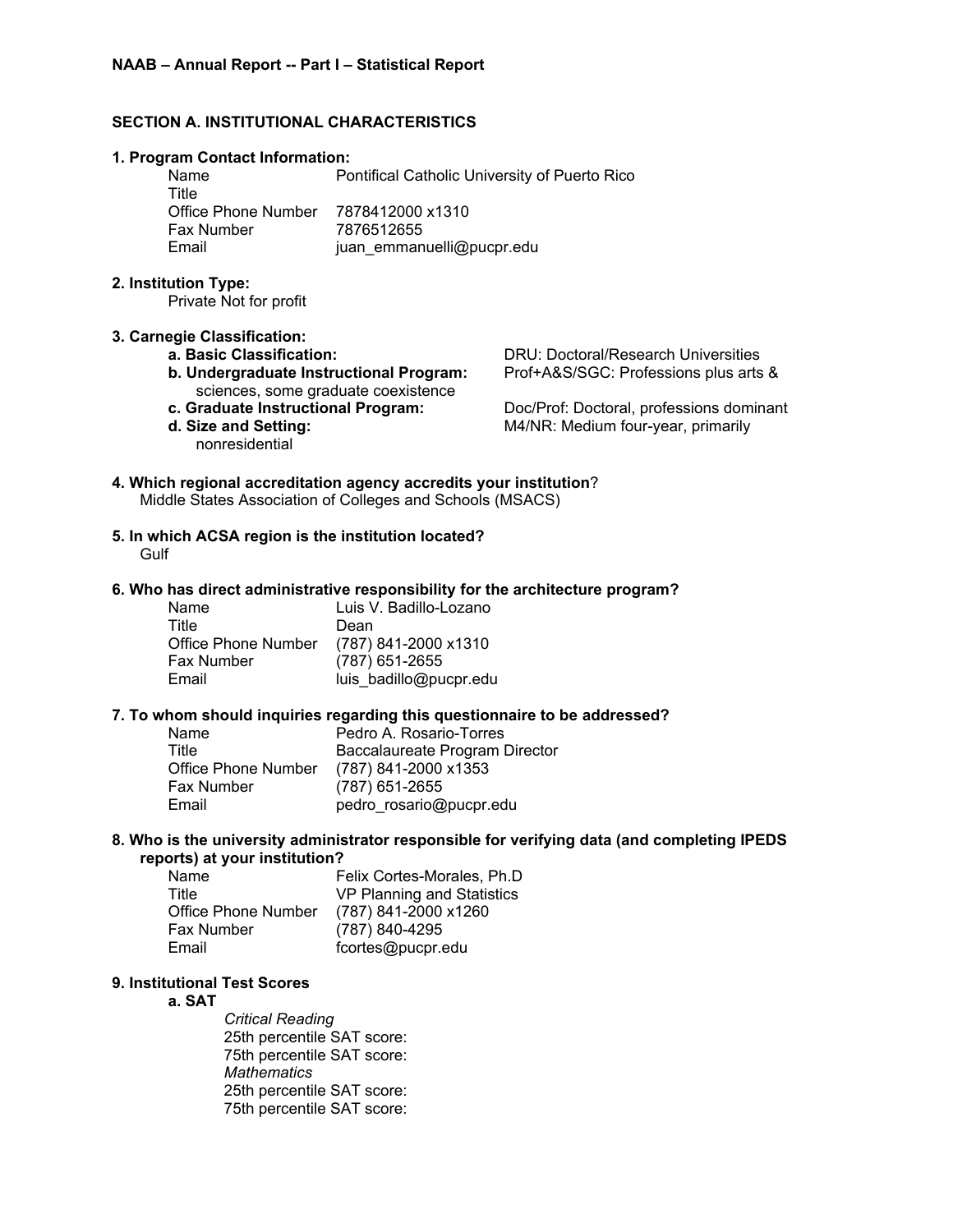**NAAB – Annual Report -- Part I – Statistical Report**

## SECTION A. INSTITUTIONAL CHARACTERISTICS

### 1. Program Contact Information:

| | |
|---|---|
| Name | Pontifical Catholic University of Puerto Rico |
| Title | |
| Office Phone Number | 7878412000 x1310 |
| Fax Number | 7876512655 |
| Email | juan_emmanuelli@pucpr.edu |

### 2. Institution Type:

Private Not for profit

### 3. Carnegie Classification:

- **a. Basic Classification:** DRU: Doctoral/Research Universities
- **b. Undergraduate Instructional Program:** Prof+A&S/SGC: Professions plus arts & sciences, some graduate coexistence
- **c. Graduate Instructional Program:** Doc/Prof: Doctoral, professions dominant
- **d. Size and Setting:** M4/NR: Medium four-year, primarily nonresidential

### 4. Which regional accreditation agency accredits your institution?

Middle States Association of Colleges and Schools (MSACS)

### 5. In which ACSA region is the institution located?

Gulf

### 6. Who has direct administrative responsibility for the architecture program?

| | |
|---|---|
| Name | Luis V. Badillo-Lozano |
| Title | Dean |
| Office Phone Number | (787) 841-2000 x1310 |
| Fax Number | (787) 651-2655 |
| Email | luis_badillo@pucpr.edu |

### 7. To whom should inquiries regarding this questionnaire to be addressed?

| | |
|---|---|
| Name | Pedro A. Rosario-Torres |
| Title | Baccalaureate Program Director |
| Office Phone Number | (787) 841-2000 x1353 |
| Fax Number | (787) 651-2655 |
| Email | pedro_rosario@pucpr.edu |

### 8. Who is the university administrator responsible for verifying data (and completing IPEDS reports) at your institution?

| | |
|---|---|
| Name | Felix Cortes-Morales, Ph.D |
| Title | VP Planning and Statistics |
| Office Phone Number | (787) 841-2000 x1260 |
| Fax Number | (787) 840-4295 |
| Email | fcortes@pucpr.edu |

### 9. Institutional Test Scores

**a. SAT**

*Critical Reading*
25th percentile SAT score:
75th percentile SAT score:
*Mathematics*
25th percentile SAT score:
75th percentile SAT score: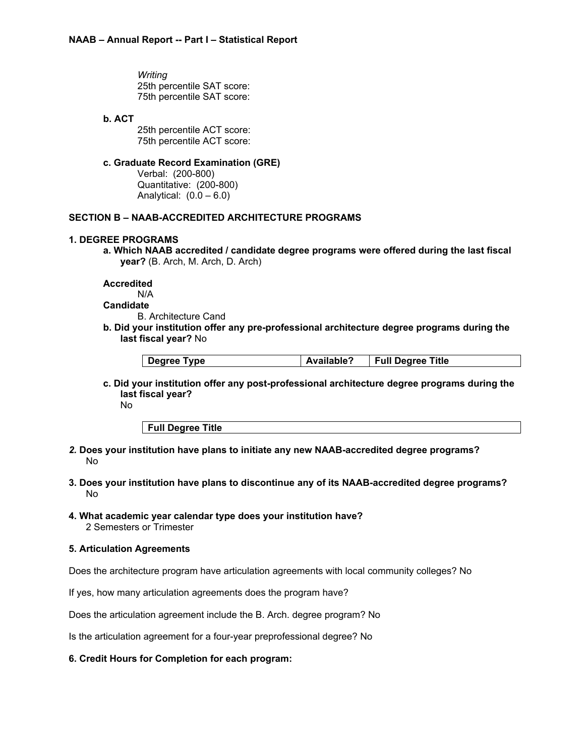*Writing*
25th percentile SAT score:
75th percentile SAT score:

**b. ACT**
25th percentile ACT score:
75th percentile ACT score:

**c. Graduate Record Examination (GRE)**
Verbal: (200-800)
Quantitative: (200-800)
Analytical: (0.0 – 6.0)

## SECTION B – NAAB-ACCREDITED ARCHITECTURE PROGRAMS

### 1. DEGREE PROGRAMS

**a. Which NAAB accredited / candidate degree programs were offered during the last fiscal year?** (B. Arch, M. Arch, D. Arch)

**Accredited**
N/A

**Candidate**
B. Architecture Cand

**b. Did your institution offer any pre-professional architecture degree programs during the last fiscal year?** No

| Degree Type | Available? | Full Degree Title |
|---|---|---|

**c. Did your institution offer any post-professional architecture degree programs during the last fiscal year?**
No

| Full Degree Title |
|---|

***2.* Does your institution have plans to initiate any new NAAB-accredited degree programs?**
No

**3. Does your institution have plans to discontinue any of its NAAB-accredited degree programs?**
No

**4. What academic year calendar type does your institution have?**
2 Semesters or Trimester

**5. Articulation Agreements**

Does the architecture program have articulation agreements with local community colleges? No

If yes, how many articulation agreements does the program have?

Does the articulation agreement include the B. Arch. degree program? No

Is the articulation agreement for a four-year preprofessional degree? No

**6. Credit Hours for Completion for each program:**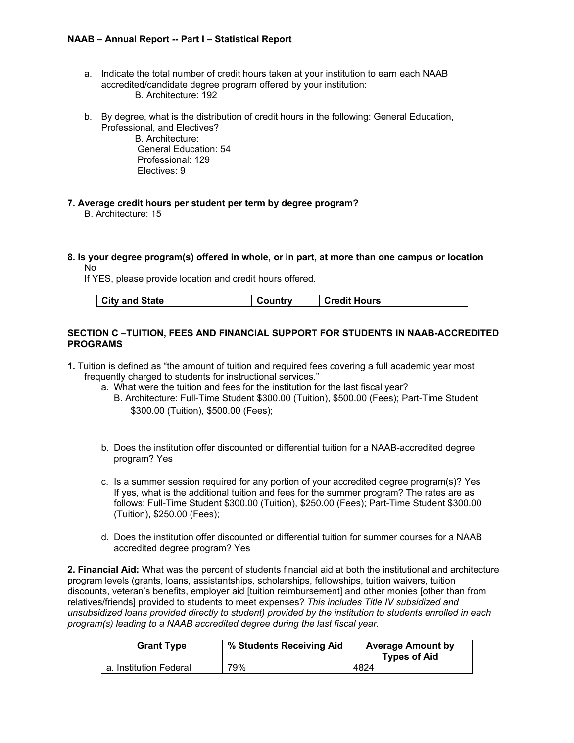a. Indicate the total number of credit hours taken at your institution to earn each NAAB accredited/candidate degree program offered by your institution:
   B. Architecture: 192

b. By degree, what is the distribution of credit hours in the following: General Education, Professional, and Electives?
   B. Architecture:
   General Education: 54
   Professional: 129
   Electives: 9

**7. Average credit hours per student per term by degree program?**
B. Architecture: 15

**8. Is your degree program(s) offered in whole, or in part, at more than one campus or location**
No
If YES, please provide location and credit hours offered.

| City and State | Country | Credit Hours |
|---|---|---|

**SECTION C –TUITION, FEES AND FINANCIAL SUPPORT FOR STUDENTS IN NAAB-ACCREDITED PROGRAMS**

**1.** Tuition is defined as "the amount of tuition and required fees covering a full academic year most frequently charged to students for instructional services."

a. What were the tuition and fees for the institution for the last fiscal year?
   B. Architecture: Full-Time Student $300.00 (Tuition), $500.00 (Fees); Part-Time Student $300.00 (Tuition), $500.00 (Fees);

b. Does the institution offer discounted or differential tuition for a NAAB-accredited degree program? Yes

c. Is a summer session required for any portion of your accredited degree program(s)? Yes
   If yes, what is the additional tuition and fees for the summer program? The rates are as follows: Full-Time Student $300.00 (Tuition), $250.00 (Fees); Part-Time Student $300.00 (Tuition), $250.00 (Fees);

d. Does the institution offer discounted or differential tuition for summer courses for a NAAB accredited degree program? Yes

**2. Financial Aid:** What was the percent of students financial aid at both the institutional and architecture program levels (grants, loans, assistantships, scholarships, fellowships, tuition waivers, tuition discounts, veteran's benefits, employer aid [tuition reimbursement] and other monies [other than from relatives/friends] provided to students to meet expenses? *This includes Title IV subsidized and unsubsidized loans provided directly to student) provided by the institution to students enrolled in each program(s) leading to a NAAB accredited degree during the last fiscal year.*

| Grant Type | % Students Receiving Aid | Average Amount by Types of Aid |
|---|---|---|
| a. Institution Federal | 79% | 4824 |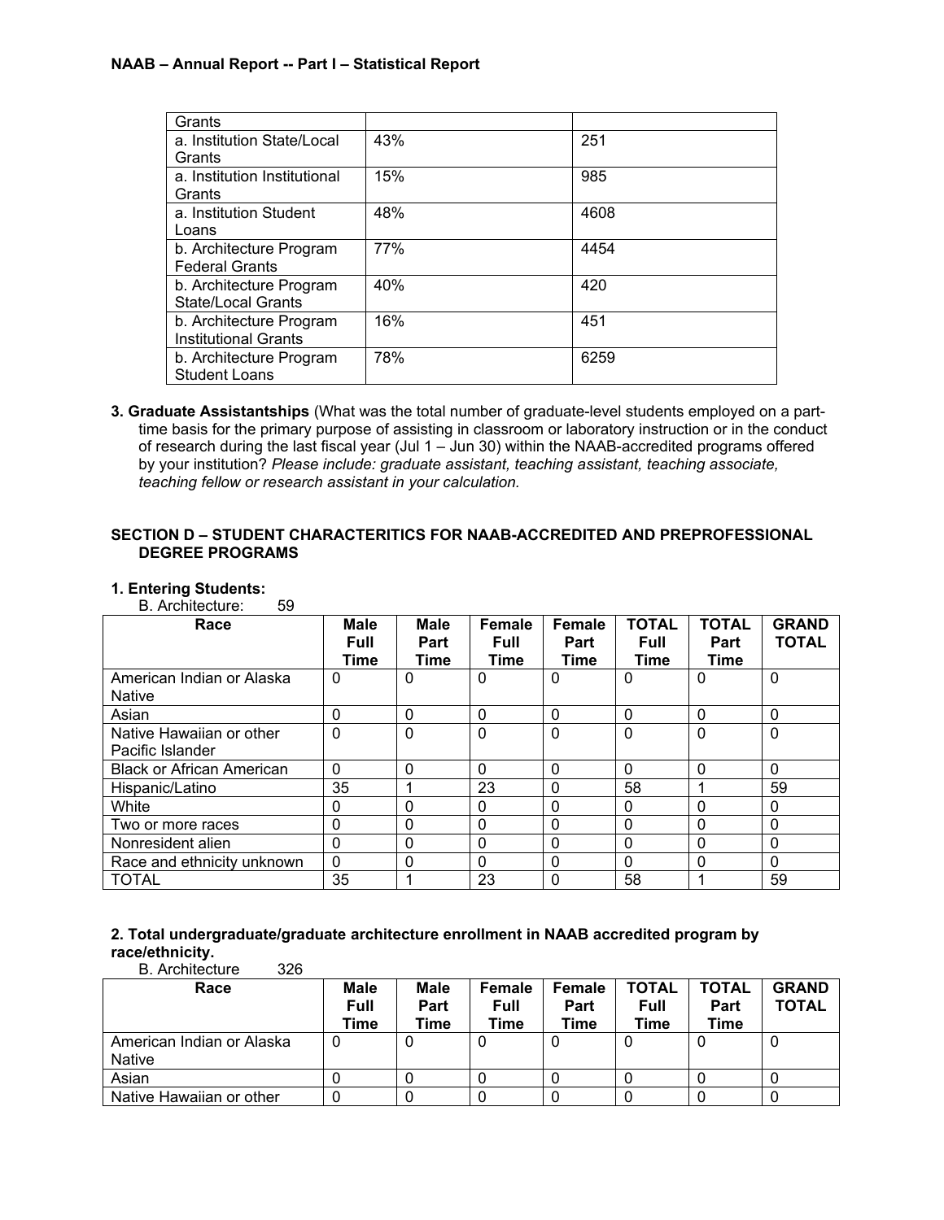| Grants | | |
|---|---|---|
| a. Institution State/Local Grants | 43% | 251 |
| a. Institution Institutional Grants | 15% | 985 |
| a. Institution Student Loans | 48% | 4608 |
| b. Architecture Program Federal Grants | 77% | 4454 |
| b. Architecture Program State/Local Grants | 40% | 420 |
| b. Architecture Program Institutional Grants | 16% | 451 |
| b. Architecture Program Student Loans | 78% | 6259 |

**3. Graduate Assistantships** (What was the total number of graduate-level students employed on a part-time basis for the primary purpose of assisting in classroom or laboratory instruction or in the conduct of research during the last fiscal year (Jul 1 – Jun 30) within the NAAB-accredited programs offered by your institution? *Please include: graduate assistant, teaching assistant, teaching associate, teaching fellow or research assistant in your calculation.*

### SECTION D – STUDENT CHARACTERITICS FOR NAAB-ACCREDITED AND PREPROFESSIONAL DEGREE PROGRAMS

**1. Entering Students:**

B. Architecture: 59

| Race | Male Full Time | Male Part Time | Female Full Time | Female Part Time | TOTAL Full Time | TOTAL Part Time | GRAND TOTAL |
|---|---|---|---|---|---|---|---|
| American Indian or Alaska Native | 0 | 0 | 0 | 0 | 0 | 0 | 0 |
| Asian | 0 | 0 | 0 | 0 | 0 | 0 | 0 |
| Native Hawaiian or other Pacific Islander | 0 | 0 | 0 | 0 | 0 | 0 | 0 |
| Black or African American | 0 | 0 | 0 | 0 | 0 | 0 | 0 |
| Hispanic/Latino | 35 | 1 | 23 | 0 | 58 | 1 | 59 |
| White | 0 | 0 | 0 | 0 | 0 | 0 | 0 |
| Two or more races | 0 | 0 | 0 | 0 | 0 | 0 | 0 |
| Nonresident alien | 0 | 0 | 0 | 0 | 0 | 0 | 0 |
| Race and ethnicity unknown | 0 | 0 | 0 | 0 | 0 | 0 | 0 |
| TOTAL | 35 | 1 | 23 | 0 | 58 | 1 | 59 |

**2. Total undergraduate/graduate architecture enrollment in NAAB accredited program by race/ethnicity.**

B. Architecture 326

| Race | Male Full Time | Male Part Time | Female Full Time | Female Part Time | TOTAL Full Time | TOTAL Part Time | GRAND TOTAL |
|---|---|---|---|---|---|---|---|
| American Indian or Alaska Native | 0 | 0 | 0 | 0 | 0 | 0 | 0 |
| Asian | 0 | 0 | 0 | 0 | 0 | 0 | 0 |
| Native Hawaiian or other | 0 | 0 | 0 | 0 | 0 | 0 | 0 |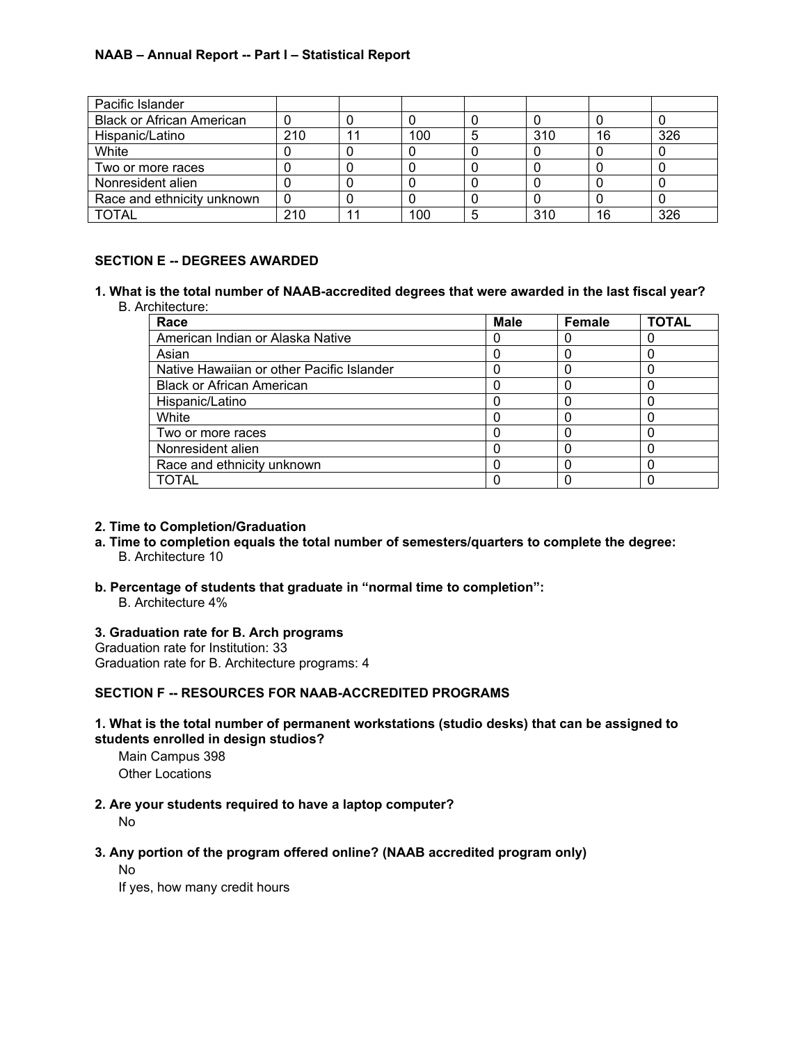| | | | | | | | |
|---|---|---|---|---|---|---|---|
| Pacific Islander | | | | | | | |
| Black or African American | 0 | 0 | 0 | 0 | 0 | 0 | 0 |
| Hispanic/Latino | 210 | 11 | 100 | 5 | 310 | 16 | 326 |
| White | 0 | 0 | 0 | 0 | 0 | 0 | 0 |
| Two or more races | 0 | 0 | 0 | 0 | 0 | 0 | 0 |
| Nonresident alien | 0 | 0 | 0 | 0 | 0 | 0 | 0 |
| Race and ethnicity unknown | 0 | 0 | 0 | 0 | 0 | 0 | 0 |
| TOTAL | 210 | 11 | 100 | 5 | 310 | 16 | 326 |

## SECTION E -- DEGREES AWARDED

**1. What is the total number of NAAB-accredited degrees that were awarded in the last fiscal year?**

B. Architecture:

| Race | Male | Female | TOTAL |
|---|---|---|---|
| American Indian or Alaska Native | 0 | 0 | 0 |
| Asian | 0 | 0 | 0 |
| Native Hawaiian or other Pacific Islander | 0 | 0 | 0 |
| Black or African American | 0 | 0 | 0 |
| Hispanic/Latino | 0 | 0 | 0 |
| White | 0 | 0 | 0 |
| Two or more races | 0 | 0 | 0 |
| Nonresident alien | 0 | 0 | 0 |
| Race and ethnicity unknown | 0 | 0 | 0 |
| TOTAL | 0 | 0 | 0 |

**2. Time to Completion/Graduation**

**a. Time to completion equals the total number of semesters/quarters to complete the degree:**

B. Architecture 10

**b. Percentage of students that graduate in "normal time to completion":**

B. Architecture 4%

**3. Graduation rate for B. Arch programs**

Graduation rate for Institution: 33

Graduation rate for B. Architecture programs: 4

## SECTION F -- RESOURCES FOR NAAB-ACCREDITED PROGRAMS

**1. What is the total number of permanent workstations (studio desks) that can be assigned to students enrolled in design studios?**

Main Campus 398

Other Locations

**2. Are your students required to have a laptop computer?**

No

**3. Any portion of the program offered online? (NAAB accredited program only)**

No

If yes, how many credit hours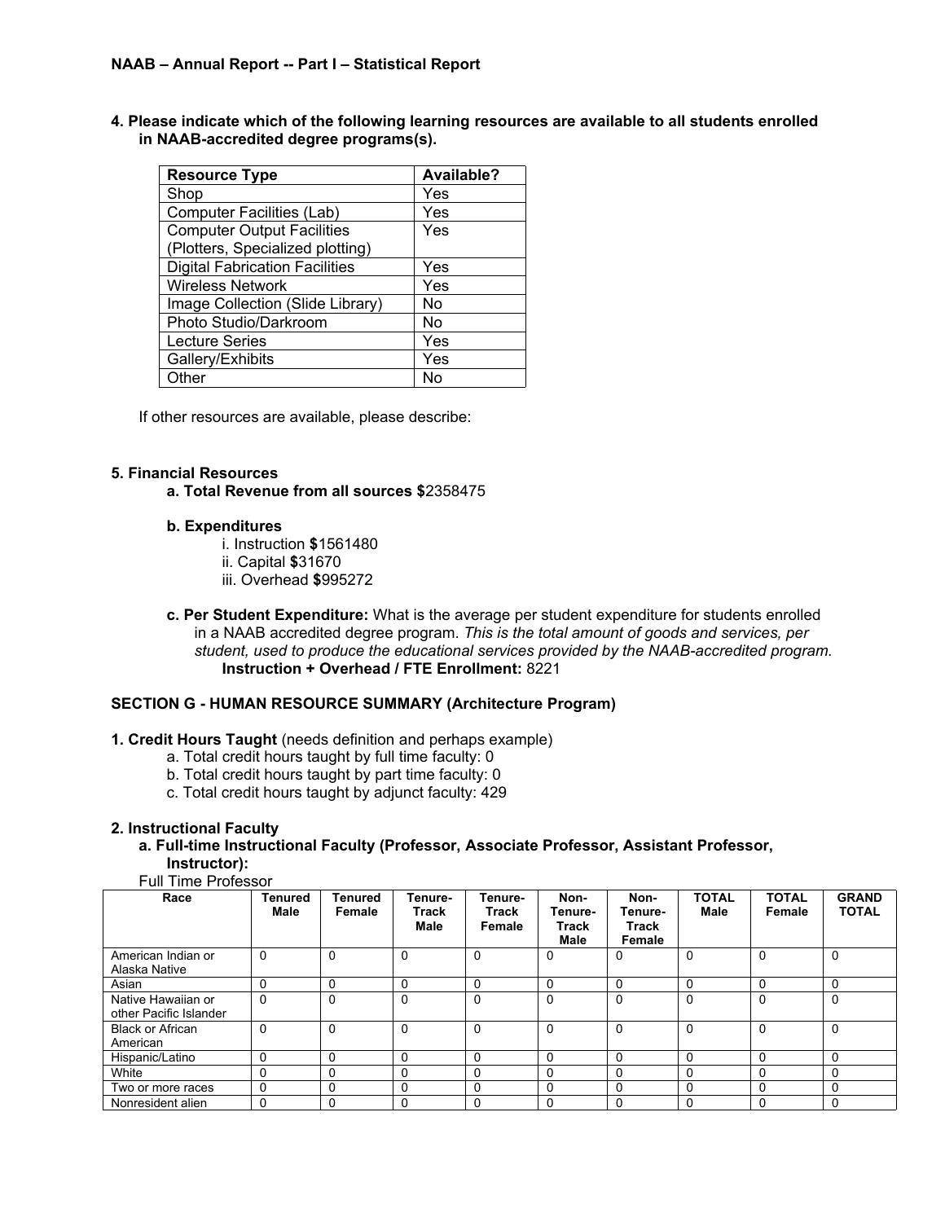**4. Please indicate which of the following learning resources are available to all students enrolled in NAAB-accredited degree programs(s).**

| Resource Type | Available? |
|---|---|
| Shop | Yes |
| Computer Facilities (Lab) | Yes |
| Computer Output Facilities (Plotters, Specialized plotting) | Yes |
| Digital Fabrication Facilities | Yes |
| Wireless Network | Yes |
| Image Collection (Slide Library) | No |
| Photo Studio/Darkroom | No |
| Lecture Series | Yes |
| Gallery/Exhibits | Yes |
| Other | No |

If other resources are available, please describe:

**5. Financial Resources**

**a. Total Revenue from all sources $**2358475

**b. Expenditures**

i. Instruction **$**1561480
ii. Capital **$**31670
iii. Overhead **$**995272

**c. Per Student Expenditure:** What is the average per student expenditure for students enrolled in a NAAB accredited degree program. *This is the total amount of goods and services, per student, used to produce the educational services provided by the NAAB-accredited program.* **Instruction + Overhead / FTE Enrollment:** 8221

## SECTION G - HUMAN RESOURCE SUMMARY (Architecture Program)

**1. Credit Hours Taught** (needs definition and perhaps example)

a. Total credit hours taught by full time faculty: 0
b. Total credit hours taught by part time faculty: 0
c. Total credit hours taught by adjunct faculty: 429

**2. Instructional Faculty**

**a. Full-time Instructional Faculty (Professor, Associate Professor, Assistant Professor, Instructor):**

Full Time Professor

| Race | Tenured Male | Tenured Female | Tenure-Track Male | Tenure-Track Female | Non-Tenure-Track Male | Non-Tenure-Track Female | TOTAL Male | TOTAL Female | GRAND TOTAL |
|---|---|---|---|---|---|---|---|---|---|
| American Indian or Alaska Native | 0 | 0 | 0 | 0 | 0 | 0 | 0 | 0 | 0 |
| Asian | 0 | 0 | 0 | 0 | 0 | 0 | 0 | 0 | 0 |
| Native Hawaiian or other Pacific Islander | 0 | 0 | 0 | 0 | 0 | 0 | 0 | 0 | 0 |
| Black or African American | 0 | 0 | 0 | 0 | 0 | 0 | 0 | 0 | 0 |
| Hispanic/Latino | 0 | 0 | 0 | 0 | 0 | 0 | 0 | 0 | 0 |
| White | 0 | 0 | 0 | 0 | 0 | 0 | 0 | 0 | 0 |
| Two or more races | 0 | 0 | 0 | 0 | 0 | 0 | 0 | 0 | 0 |
| Nonresident alien | 0 | 0 | 0 | 0 | 0 | 0 | 0 | 0 | 0 |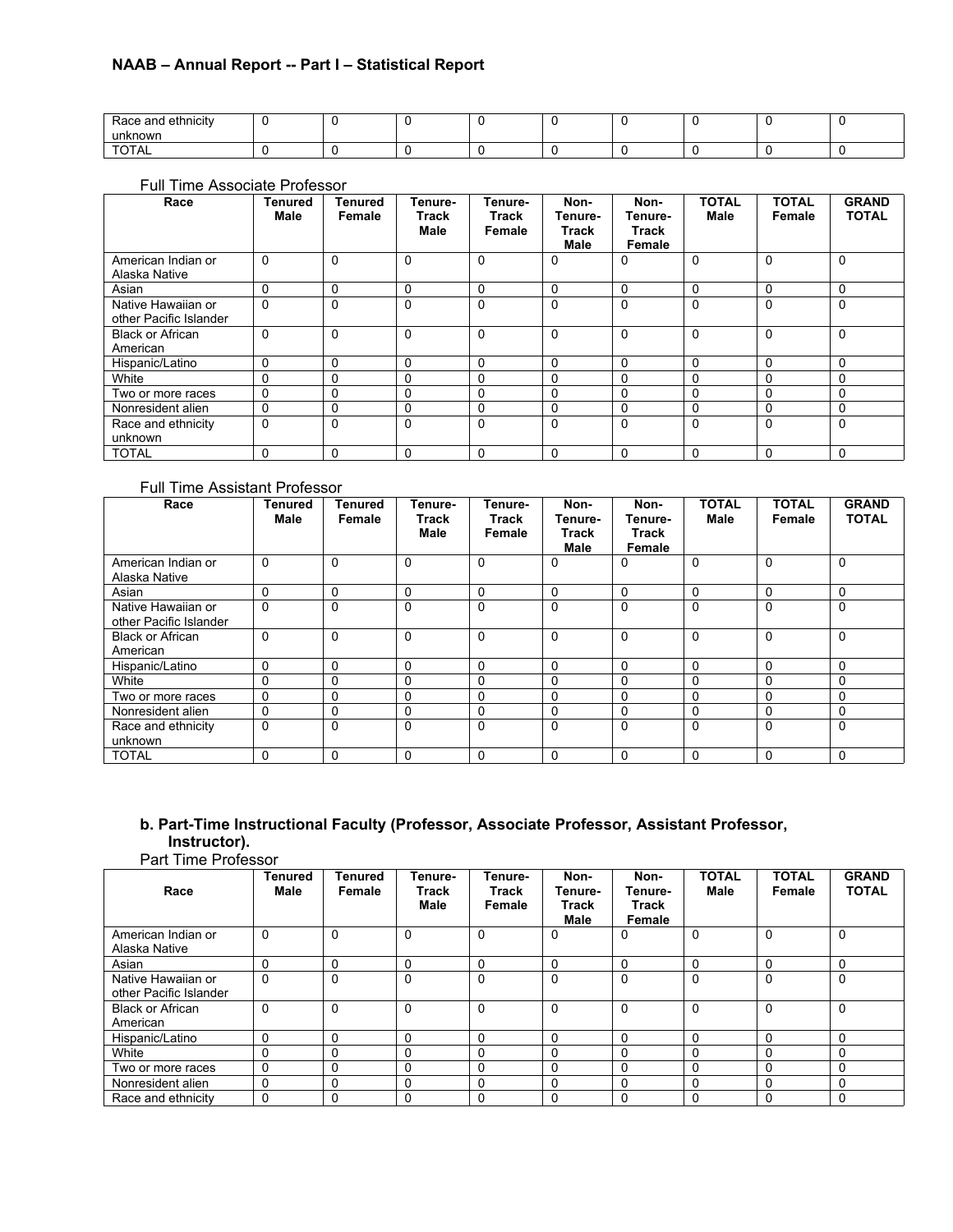| Race and ethnicity unknown | 0 | 0 | 0 | 0 | 0 | 0 | 0 | 0 | 0 |
|---|---|---|---|---|---|---|---|---|---|
| TOTAL | 0 | 0 | 0 | 0 | 0 | 0 | 0 | 0 | 0 |

Full Time Associate Professor

| Race | Tenured Male | Tenured Female | Tenure-Track Male | Tenure-Track Female | Non-Tenure-Track Male | Non-Tenure-Track Female | TOTAL Male | TOTAL Female | GRAND TOTAL |
|---|---|---|---|---|---|---|---|---|---|
| American Indian or Alaska Native | 0 | 0 | 0 | 0 | 0 | 0 | 0 | 0 | 0 |
| Asian | 0 | 0 | 0 | 0 | 0 | 0 | 0 | 0 | 0 |
| Native Hawaiian or other Pacific Islander | 0 | 0 | 0 | 0 | 0 | 0 | 0 | 0 | 0 |
| Black or African American | 0 | 0 | 0 | 0 | 0 | 0 | 0 | 0 | 0 |
| Hispanic/Latino | 0 | 0 | 0 | 0 | 0 | 0 | 0 | 0 | 0 |
| White | 0 | 0 | 0 | 0 | 0 | 0 | 0 | 0 | 0 |
| Two or more races | 0 | 0 | 0 | 0 | 0 | 0 | 0 | 0 | 0 |
| Nonresident alien | 0 | 0 | 0 | 0 | 0 | 0 | 0 | 0 | 0 |
| Race and ethnicity unknown | 0 | 0 | 0 | 0 | 0 | 0 | 0 | 0 | 0 |
| TOTAL | 0 | 0 | 0 | 0 | 0 | 0 | 0 | 0 | 0 |

Full Time Assistant Professor

| Race | Tenured Male | Tenured Female | Tenure-Track Male | Tenure-Track Female | Non-Tenure-Track Male | Non-Tenure-Track Female | TOTAL Male | TOTAL Female | GRAND TOTAL |
|---|---|---|---|---|---|---|---|---|---|
| American Indian or Alaska Native | 0 | 0 | 0 | 0 | 0 | 0 | 0 | 0 | 0 |
| Asian | 0 | 0 | 0 | 0 | 0 | 0 | 0 | 0 | 0 |
| Native Hawaiian or other Pacific Islander | 0 | 0 | 0 | 0 | 0 | 0 | 0 | 0 | 0 |
| Black or African American | 0 | 0 | 0 | 0 | 0 | 0 | 0 | 0 | 0 |
| Hispanic/Latino | 0 | 0 | 0 | 0 | 0 | 0 | 0 | 0 | 0 |
| White | 0 | 0 | 0 | 0 | 0 | 0 | 0 | 0 | 0 |
| Two or more races | 0 | 0 | 0 | 0 | 0 | 0 | 0 | 0 | 0 |
| Nonresident alien | 0 | 0 | 0 | 0 | 0 | 0 | 0 | 0 | 0 |
| Race and ethnicity unknown | 0 | 0 | 0 | 0 | 0 | 0 | 0 | 0 | 0 |
| TOTAL | 0 | 0 | 0 | 0 | 0 | 0 | 0 | 0 | 0 |

**b. Part-Time Instructional Faculty (Professor, Associate Professor, Assistant Professor, Instructor).**

Part Time Professor

| Race | Tenured Male | Tenured Female | Tenure-Track Male | Tenure-Track Female | Non-Tenure-Track Male | Non-Tenure-Track Female | TOTAL Male | TOTAL Female | GRAND TOTAL |
|---|---|---|---|---|---|---|---|---|---|
| American Indian or Alaska Native | 0 | 0 | 0 | 0 | 0 | 0 | 0 | 0 | 0 |
| Asian | 0 | 0 | 0 | 0 | 0 | 0 | 0 | 0 | 0 |
| Native Hawaiian or other Pacific Islander | 0 | 0 | 0 | 0 | 0 | 0 | 0 | 0 | 0 |
| Black or African American | 0 | 0 | 0 | 0 | 0 | 0 | 0 | 0 | 0 |
| Hispanic/Latino | 0 | 0 | 0 | 0 | 0 | 0 | 0 | 0 | 0 |
| White | 0 | 0 | 0 | 0 | 0 | 0 | 0 | 0 | 0 |
| Two or more races | 0 | 0 | 0 | 0 | 0 | 0 | 0 | 0 | 0 |
| Nonresident alien | 0 | 0 | 0 | 0 | 0 | 0 | 0 | 0 | 0 |
| Race and ethnicity | 0 | 0 | 0 | 0 | 0 | 0 | 0 | 0 | 0 |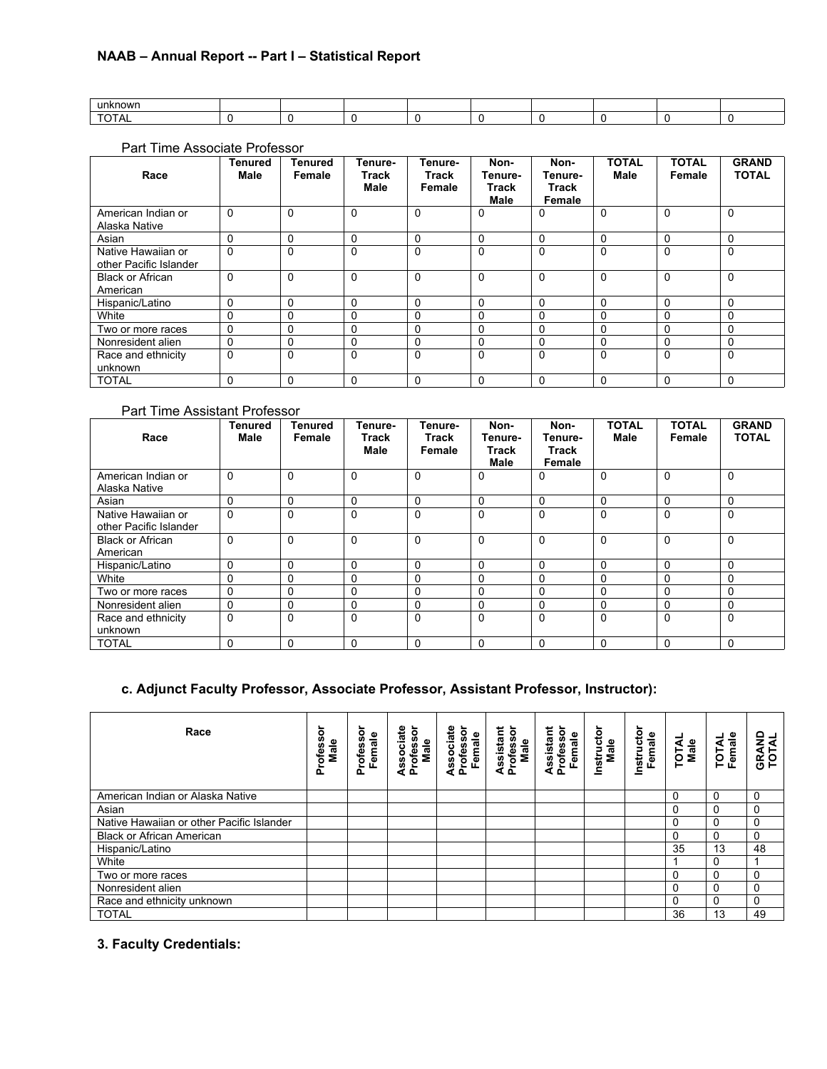| | | | | | | | | | |
|---|---|---|---|---|---|---|---|---|---|
| unknown | | | | | | | | | |
| TOTAL | 0 | 0 | 0 | 0 | 0 | 0 | 0 | 0 | 0 |

Part Time Associate Professor

| Race | Tenured Male | Tenured Female | Tenure-Track Male | Tenure-Track Female | Non-Tenure-Track Male | Non-Tenure-Track Female | TOTAL Male | TOTAL Female | GRAND TOTAL |
|---|---|---|---|---|---|---|---|---|---|
| American Indian or Alaska Native | 0 | 0 | 0 | 0 | 0 | 0 | 0 | 0 | 0 |
| Asian | 0 | 0 | 0 | 0 | 0 | 0 | 0 | 0 | 0 |
| Native Hawaiian or other Pacific Islander | 0 | 0 | 0 | 0 | 0 | 0 | 0 | 0 | 0 |
| Black or African American | 0 | 0 | 0 | 0 | 0 | 0 | 0 | 0 | 0 |
| Hispanic/Latino | 0 | 0 | 0 | 0 | 0 | 0 | 0 | 0 | 0 |
| White | 0 | 0 | 0 | 0 | 0 | 0 | 0 | 0 | 0 |
| Two or more races | 0 | 0 | 0 | 0 | 0 | 0 | 0 | 0 | 0 |
| Nonresident alien | 0 | 0 | 0 | 0 | 0 | 0 | 0 | 0 | 0 |
| Race and ethnicity unknown | 0 | 0 | 0 | 0 | 0 | 0 | 0 | 0 | 0 |
| TOTAL | 0 | 0 | 0 | 0 | 0 | 0 | 0 | 0 | 0 |

Part Time Assistant Professor

| Race | Tenured Male | Tenured Female | Tenure-Track Male | Tenure-Track Female | Non-Tenure-Track Male | Non-Tenure-Track Female | TOTAL Male | TOTAL Female | GRAND TOTAL |
|---|---|---|---|---|---|---|---|---|---|
| American Indian or Alaska Native | 0 | 0 | 0 | 0 | 0 | 0 | 0 | 0 | 0 |
| Asian | 0 | 0 | 0 | 0 | 0 | 0 | 0 | 0 | 0 |
| Native Hawaiian or other Pacific Islander | 0 | 0 | 0 | 0 | 0 | 0 | 0 | 0 | 0 |
| Black or African American | 0 | 0 | 0 | 0 | 0 | 0 | 0 | 0 | 0 |
| Hispanic/Latino | 0 | 0 | 0 | 0 | 0 | 0 | 0 | 0 | 0 |
| White | 0 | 0 | 0 | 0 | 0 | 0 | 0 | 0 | 0 |
| Two or more races | 0 | 0 | 0 | 0 | 0 | 0 | 0 | 0 | 0 |
| Nonresident alien | 0 | 0 | 0 | 0 | 0 | 0 | 0 | 0 | 0 |
| Race and ethnicity unknown | 0 | 0 | 0 | 0 | 0 | 0 | 0 | 0 | 0 |
| TOTAL | 0 | 0 | 0 | 0 | 0 | 0 | 0 | 0 | 0 |

### c. Adjunct Faculty Professor, Associate Professor, Assistant Professor, Instructor):

| Race | Professor Male | Professor Female | Associate Professor Male | Associate Professor Female | Assistant Professor Male | Assistant Professor Female | Instructor Male | Instructor Female | TOTAL Male | TOTAL Female | GRAND TOTAL |
|---|---|---|---|---|---|---|---|---|---|---|---|
| American Indian or Alaska Native | | | | | | | | | 0 | 0 | 0 |
| Asian | | | | | | | | | 0 | 0 | 0 |
| Native Hawaiian or other Pacific Islander | | | | | | | | | 0 | 0 | 0 |
| Black or African American | | | | | | | | | 0 | 0 | 0 |
| Hispanic/Latino | | | | | | | | | 35 | 13 | 48 |
| White | | | | | | | | | 1 | 0 | 1 |
| Two or more races | | | | | | | | | 0 | 0 | 0 |
| Nonresident alien | | | | | | | | | 0 | 0 | 0 |
| Race and ethnicity unknown | | | | | | | | | 0 | 0 | 0 |
| TOTAL | | | | | | | | | 36 | 13 | 49 |

### 3. Faculty Credentials: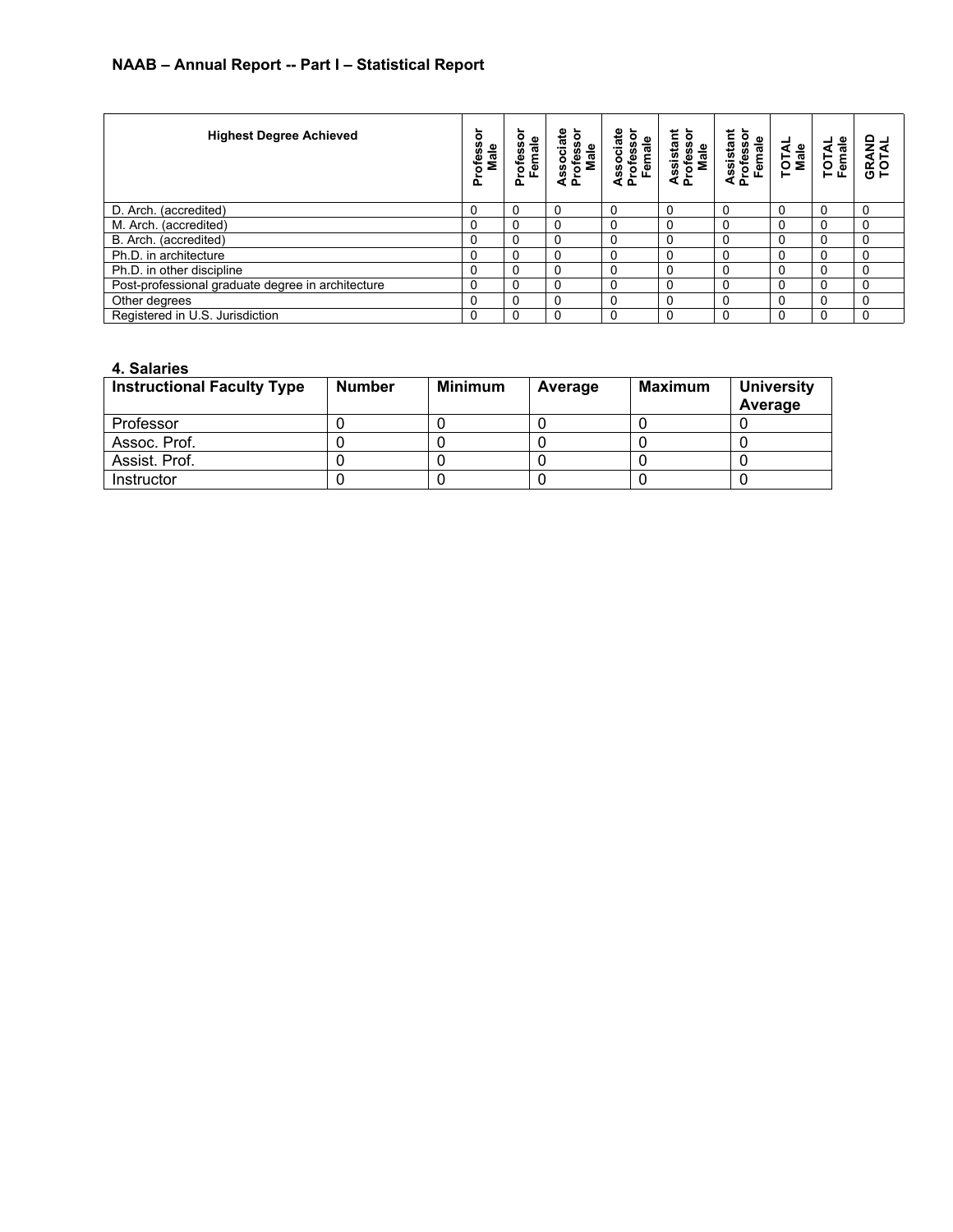**NAAB – Annual Report -- Part I – Statistical Report**

| Highest Degree Achieved | Professor Male | Professor Female | Associate Professor Male | Associate Professor Female | Assistant Professor Male | Assistant Professor Female | TOTAL Male | TOTAL Female | GRAND TOTAL |
|---|---|---|---|---|---|---|---|---|---|
| D. Arch. (accredited) | 0 | 0 | 0 | 0 | 0 | 0 | 0 | 0 | 0 |
| M. Arch. (accredited) | 0 | 0 | 0 | 0 | 0 | 0 | 0 | 0 | 0 |
| B. Arch. (accredited) | 0 | 0 | 0 | 0 | 0 | 0 | 0 | 0 | 0 |
| Ph.D. in architecture | 0 | 0 | 0 | 0 | 0 | 0 | 0 | 0 | 0 |
| Ph.D. in other discipline | 0 | 0 | 0 | 0 | 0 | 0 | 0 | 0 | 0 |
| Post-professional graduate degree in architecture | 0 | 0 | 0 | 0 | 0 | 0 | 0 | 0 | 0 |
| Other degrees | 0 | 0 | 0 | 0 | 0 | 0 | 0 | 0 | 0 |
| Registered in U.S. Jurisdiction | 0 | 0 | 0 | 0 | 0 | 0 | 0 | 0 | 0 |

**4. Salaries**

| Instructional Faculty Type | Number | Minimum | Average | Maximum | University Average |
|---|---|---|---|---|---|
| Professor | 0 | 0 | 0 | 0 | 0 |
| Assoc. Prof. | 0 | 0 | 0 | 0 | 0 |
| Assist. Prof. | 0 | 0 | 0 | 0 | 0 |
| Instructor | 0 | 0 | 0 | 0 | 0 |